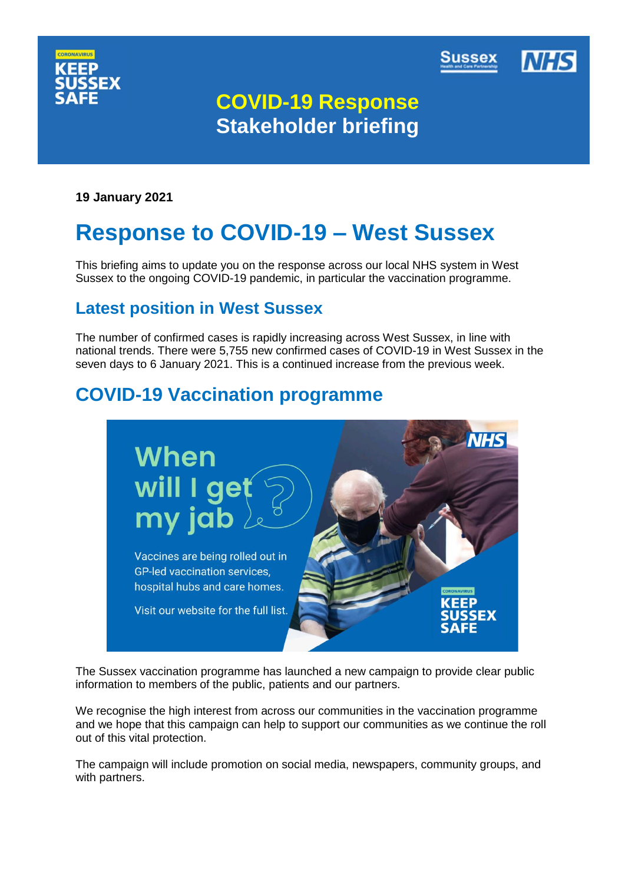KEEP SUSSEX SAFE

# COVID-19 Response Stakeholder briefing

**19 January 2021**

# Response to COVID-19 – West Sussex

This briefing aims to update you on the response across our local NHS system in West Sussex to the ongoing COVID-19 pandemic, in particular the vaccination programme.

## Latest position in West Sussex

The number of confirmed cases is rapidly increasing across West Sussex, in line with national trends. There were 5,755 new confirmed cases of COVID-19 in West Sussex in the seven days to 6 January 2021. This is a continued increase from the previous week.

## COVID-19 Vaccination programme

When will I get my jab

Vaccines are being rolled out in GP-led vaccination services, hospital hubs and care homes.

Visit our website for the full list.

The Sussex vaccination programme has launched a new campaign to provide clear public information to members of the public, patients and our partners.

We recognise the high interest from across our communities in the vaccination programme and we hope that this campaign can help to support our communities as we continue the roll out of this vital protection.

The campaign will include promotion on social media, newspapers, community groups, and with partners.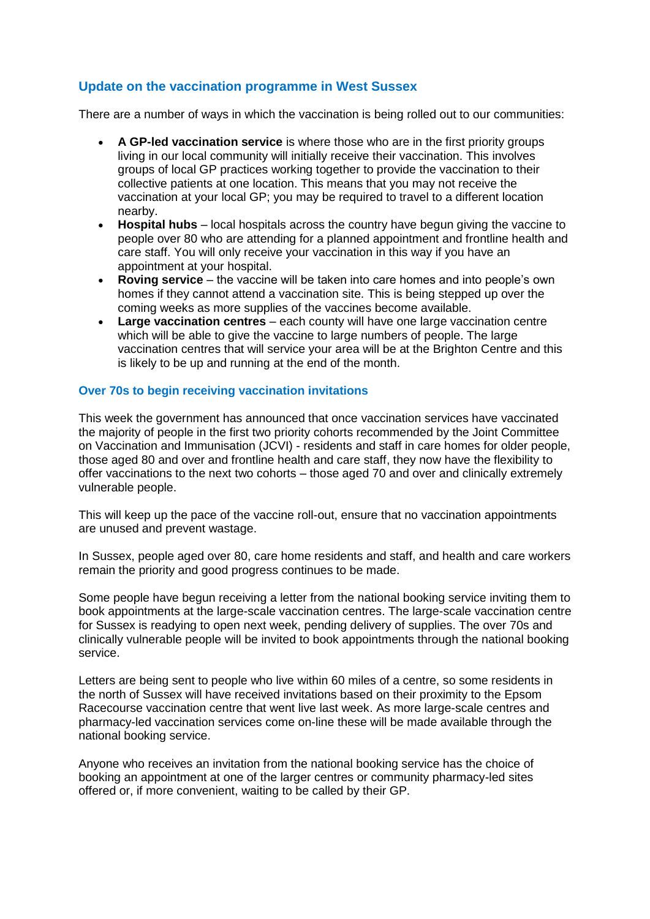## Update on the vaccination programme in West Sussex

There are a number of ways in which the vaccination is being rolled out to our communities:

- **A GP-led vaccination service** is where those who are in the first priority groups living in our local community will initially receive their vaccination. This involves groups of local GP practices working together to provide the vaccination to their collective patients at one location. This means that you may not receive the vaccination at your local GP; you may be required to travel to a different location nearby.
- **Hospital hubs** – local hospitals across the country have begun giving the vaccine to people over 80 who are attending for a planned appointment and frontline health and care staff. You will only receive your vaccination in this way if you have an appointment at your hospital.
- **Roving service** – the vaccine will be taken into care homes and into people's own homes if they cannot attend a vaccination site. This is being stepped up over the coming weeks as more supplies of the vaccines become available.
- **Large vaccination centres** – each county will have one large vaccination centre which will be able to give the vaccine to large numbers of people. The large vaccination centres that will service your area will be at the Brighton Centre and this is likely to be up and running at the end of the month.

### Over 70s to begin receiving vaccination invitations

This week the government has announced that once vaccination services have vaccinated the majority of people in the first two priority cohorts recommended by the Joint Committee on Vaccination and Immunisation (JCVI) - residents and staff in care homes for older people, those aged 80 and over and frontline health and care staff, they now have the flexibility to offer vaccinations to the next two cohorts – those aged 70 and over and clinically extremely vulnerable people.

This will keep up the pace of the vaccine roll-out, ensure that no vaccination appointments are unused and prevent wastage.

In Sussex, people aged over 80, care home residents and staff, and health and care workers remain the priority and good progress continues to be made.

Some people have begun receiving a letter from the national booking service inviting them to book appointments at the large-scale vaccination centres. The large-scale vaccination centre for Sussex is readying to open next week, pending delivery of supplies. The over 70s and clinically vulnerable people will be invited to book appointments through the national booking service.

Letters are being sent to people who live within 60 miles of a centre, so some residents in the north of Sussex will have received invitations based on their proximity to the Epsom Racecourse vaccination centre that went live last week. As more large-scale centres and pharmacy-led vaccination services come on-line these will be made available through the national booking service.

Anyone who receives an invitation from the national booking service has the choice of booking an appointment at one of the larger centres or community pharmacy-led sites offered or, if more convenient, waiting to be called by their GP.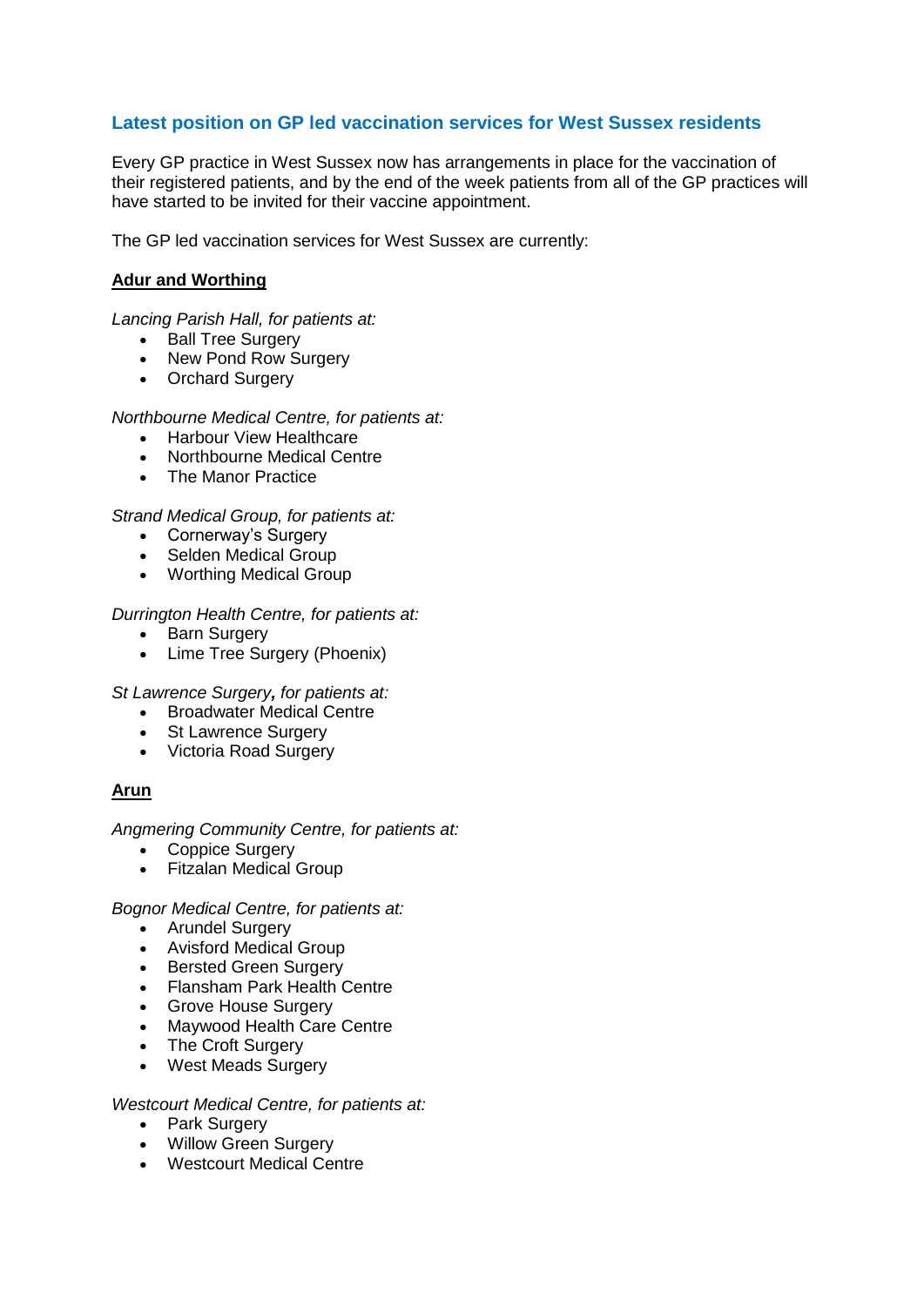## Latest position on GP led vaccination services for West Sussex residents

Every GP practice in West Sussex now has arrangements in place for the vaccination of their registered patients, and by the end of the week patients from all of the GP practices will have started to be invited for their vaccine appointment.

The GP led vaccination services for West Sussex are currently:

**Adur and Worthing**

*Lancing Parish Hall, for patients at:*

- Ball Tree Surgery
- New Pond Row Surgery
- Orchard Surgery

*Northbourne Medical Centre, for patients at:*

- Harbour View Healthcare
- Northbourne Medical Centre
- The Manor Practice

*Strand Medical Group, for patients at:*

- Cornerway's Surgery
- Selden Medical Group
- Worthing Medical Group

*Durrington Health Centre, for patients at:*

- Barn Surgery
- Lime Tree Surgery (Phoenix)

*St Lawrence Surgery, for patients at:*

- Broadwater Medical Centre
- St Lawrence Surgery
- Victoria Road Surgery

**Arun**

*Angmering Community Centre, for patients at:*

- Coppice Surgery
- Fitzalan Medical Group

*Bognor Medical Centre, for patients at:*

- Arundel Surgery
- Avisford Medical Group
- Bersted Green Surgery
- Flansham Park Health Centre
- Grove House Surgery
- Maywood Health Care Centre
- The Croft Surgery
- West Meads Surgery

*Westcourt Medical Centre, for patients at:*

- Park Surgery
- Willow Green Surgery
- Westcourt Medical Centre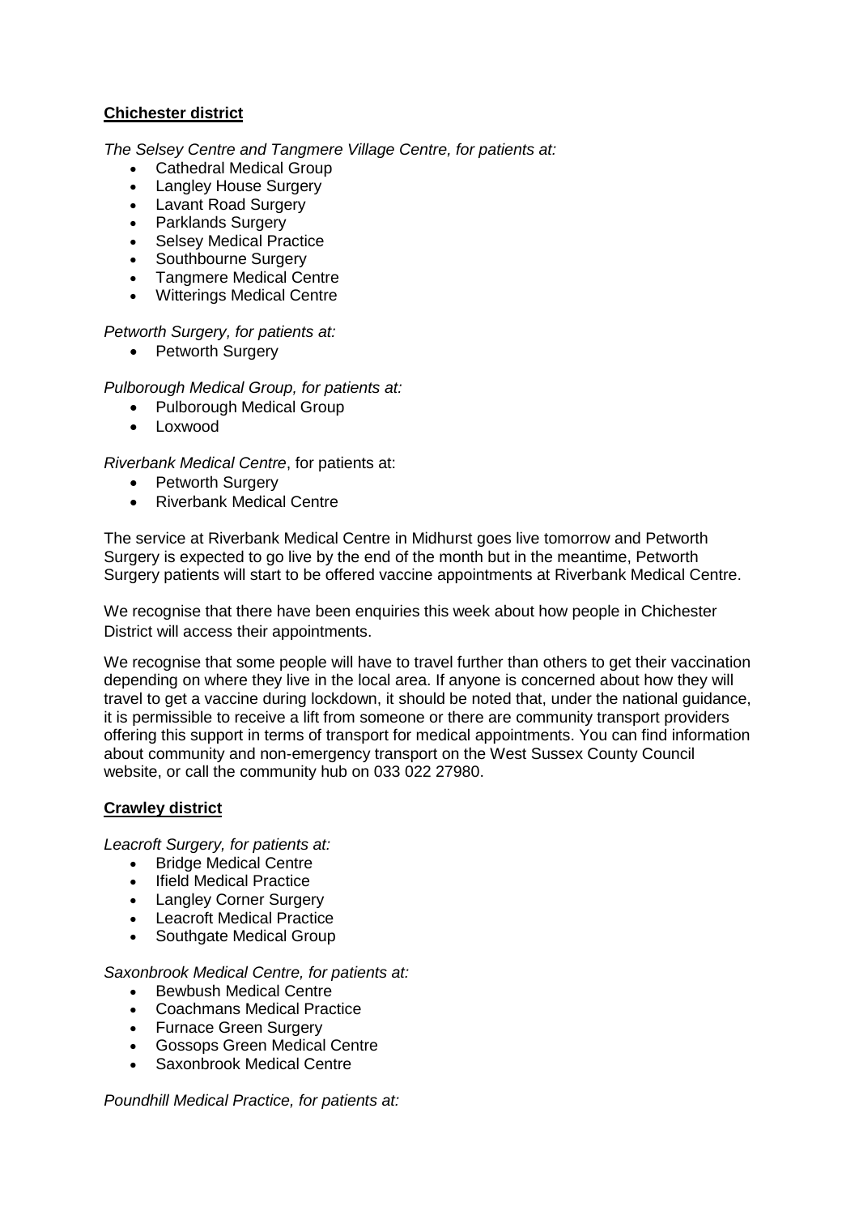**Chichester district**

*The Selsey Centre and Tangmere Village Centre, for patients at:*

- Cathedral Medical Group
- Langley House Surgery
- Lavant Road Surgery
- Parklands Surgery
- Selsey Medical Practice
- Southbourne Surgery
- Tangmere Medical Centre
- Witterings Medical Centre

*Petworth Surgery, for patients at:*

- Petworth Surgery

*Pulborough Medical Group, for patients at:*

- Pulborough Medical Group
- Loxwood

*Riverbank Medical Centre*, for patients at:

- Petworth Surgery
- Riverbank Medical Centre

The service at Riverbank Medical Centre in Midhurst goes live tomorrow and Petworth Surgery is expected to go live by the end of the month but in the meantime, Petworth Surgery patients will start to be offered vaccine appointments at Riverbank Medical Centre.

We recognise that there have been enquiries this week about how people in Chichester District will access their appointments.

We recognise that some people will have to travel further than others to get their vaccination depending on where they live in the local area. If anyone is concerned about how they will travel to get a vaccine during lockdown, it should be noted that, under the national guidance, it is permissible to receive a lift from someone or there are community transport providers offering this support in terms of transport for medical appointments. You can find information about community and non-emergency transport on the West Sussex County Council website, or call the community hub on 033 022 27980.

**Crawley district**

*Leacroft Surgery, for patients at:*

- Bridge Medical Centre
- Ifield Medical Practice
- Langley Corner Surgery
- Leacroft Medical Practice
- Southgate Medical Group

*Saxonbrook Medical Centre, for patients at:*

- Bewbush Medical Centre
- Coachmans Medical Practice
- Furnace Green Surgery
- Gossops Green Medical Centre
- Saxonbrook Medical Centre

*Poundhill Medical Practice, for patients at:*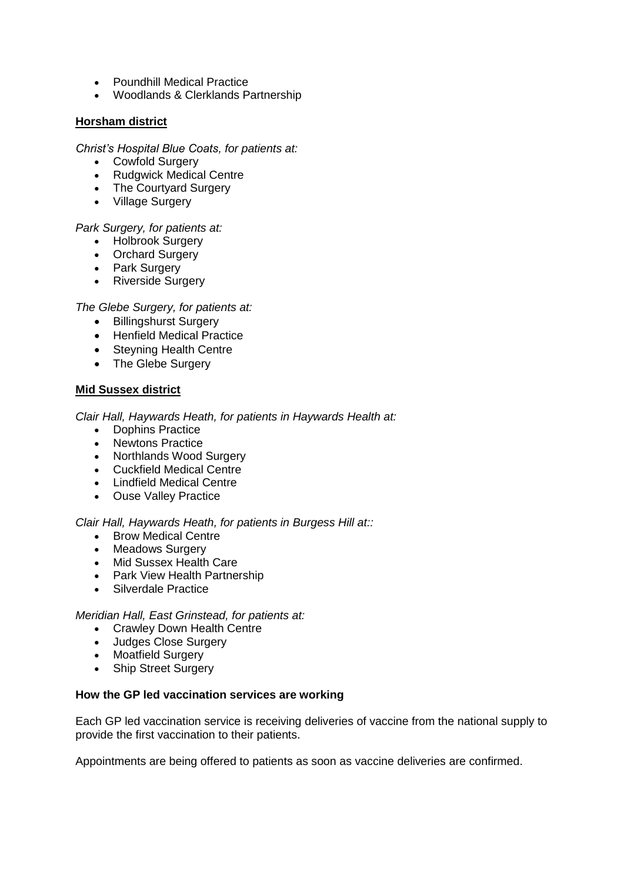- Poundhill Medical Practice
- Woodlands & Clerklands Partnership

**Horsham district**

*Christ's Hospital Blue Coats, for patients at:*

- Cowfold Surgery
- Rudgwick Medical Centre
- The Courtyard Surgery
- Village Surgery

*Park Surgery, for patients at:*

- Holbrook Surgery
- Orchard Surgery
- Park Surgery
- Riverside Surgery

*The Glebe Surgery, for patients at:*

- Billingshurst Surgery
- Henfield Medical Practice
- Steyning Health Centre
- The Glebe Surgery

**Mid Sussex district**

*Clair Hall, Haywards Heath, for patients in Haywards Health at:*

- Dophins Practice
- Newtons Practice
- Northlands Wood Surgery
- Cuckfield Medical Centre
- Lindfield Medical Centre
- Ouse Valley Practice

*Clair Hall, Haywards Heath, for patients in Burgess Hill at::*

- Brow Medical Centre
- Meadows Surgery
- Mid Sussex Health Care
- Park View Health Partnership
- Silverdale Practice

*Meridian Hall, East Grinstead, for patients at:*

- Crawley Down Health Centre
- Judges Close Surgery
- Moatfield Surgery
- Ship Street Surgery

**How the GP led vaccination services are working**

Each GP led vaccination service is receiving deliveries of vaccine from the national supply to provide the first vaccination to their patients.

Appointments are being offered to patients as soon as vaccine deliveries are confirmed.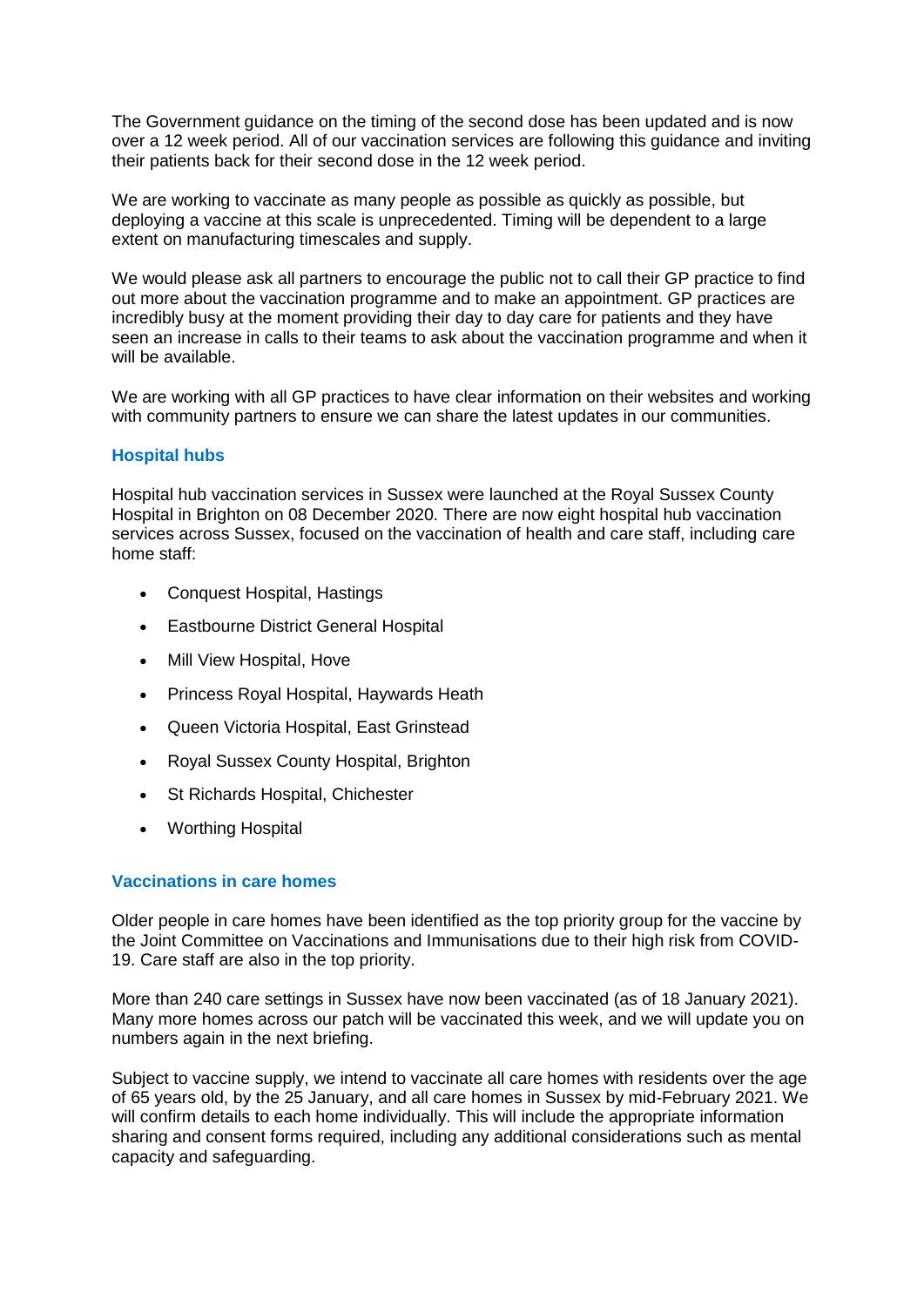The Government guidance on the timing of the second dose has been updated and is now over a 12 week period. All of our vaccination services are following this guidance and inviting their patients back for their second dose in the 12 week period.

We are working to vaccinate as many people as possible as quickly as possible, but deploying a vaccine at this scale is unprecedented. Timing will be dependent to a large extent on manufacturing timescales and supply.

We would please ask all partners to encourage the public not to call their GP practice to find out more about the vaccination programme and to make an appointment. GP practices are incredibly busy at the moment providing their day to day care for patients and they have seen an increase in calls to their teams to ask about the vaccination programme and when it will be available.

We are working with all GP practices to have clear information on their websites and working with community partners to ensure we can share the latest updates in our communities.

### Hospital hubs

Hospital hub vaccination services in Sussex were launched at the Royal Sussex County Hospital in Brighton on 08 December 2020. There are now eight hospital hub vaccination services across Sussex, focused on the vaccination of health and care staff, including care home staff:

- Conquest Hospital, Hastings
- Eastbourne District General Hospital
- Mill View Hospital, Hove
- Princess Royal Hospital, Haywards Heath
- Queen Victoria Hospital, East Grinstead
- Royal Sussex County Hospital, Brighton
- St Richards Hospital, Chichester
- Worthing Hospital

### Vaccinations in care homes

Older people in care homes have been identified as the top priority group for the vaccine by the Joint Committee on Vaccinations and Immunisations due to their high risk from COVID-19. Care staff are also in the top priority.

More than 240 care settings in Sussex have now been vaccinated (as of 18 January 2021). Many more homes across our patch will be vaccinated this week, and we will update you on numbers again in the next briefing.

Subject to vaccine supply, we intend to vaccinate all care homes with residents over the age of 65 years old, by the 25 January, and all care homes in Sussex by mid-February 2021. We will confirm details to each home individually. This will include the appropriate information sharing and consent forms required, including any additional considerations such as mental capacity and safeguarding.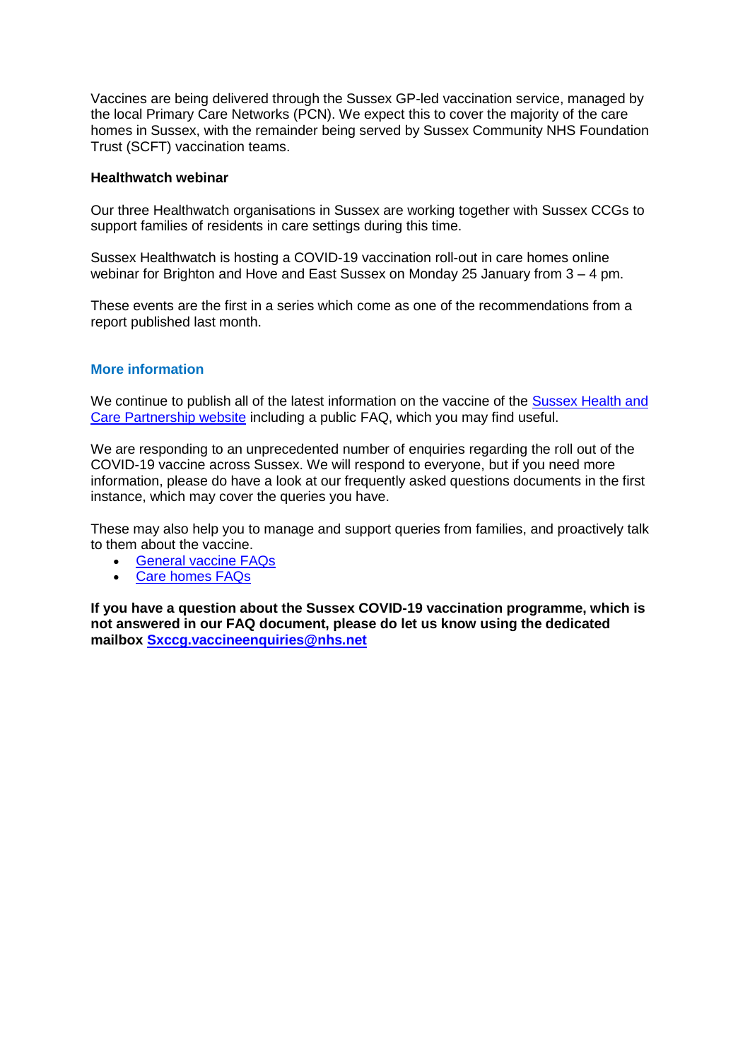Vaccines are being delivered through the Sussex GP-led vaccination service, managed by the local Primary Care Networks (PCN). We expect this to cover the majority of the care homes in Sussex, with the remainder being served by Sussex Community NHS Foundation Trust (SCFT) vaccination teams.

**Healthwatch webinar**

Our three Healthwatch organisations in Sussex are working together with Sussex CCGs to support families of residents in care settings during this time.

Sussex Healthwatch is hosting a COVID-19 vaccination roll-out in care homes online webinar for Brighton and Hove and East Sussex on Monday 25 January from 3 – 4 pm.

These events are the first in a series which come as one of the recommendations from a report published last month.

## More information

We continue to publish all of the latest information on the vaccine of the Sussex Health and Care Partnership website including a public FAQ, which you may find useful.

We are responding to an unprecedented number of enquiries regarding the roll out of the COVID-19 vaccine across Sussex. We will respond to everyone, but if you need more information, please do have a look at our frequently asked questions documents in the first instance, which may cover the queries you have.

These may also help you to manage and support queries from families, and proactively talk to them about the vaccine.

- General vaccine FAQs
- Care homes FAQs

**If you have a question about the Sussex COVID-19 vaccination programme, which is not answered in our FAQ document, please do let us know using the dedicated mailbox Sxccg.vaccineenquiries@nhs.net**